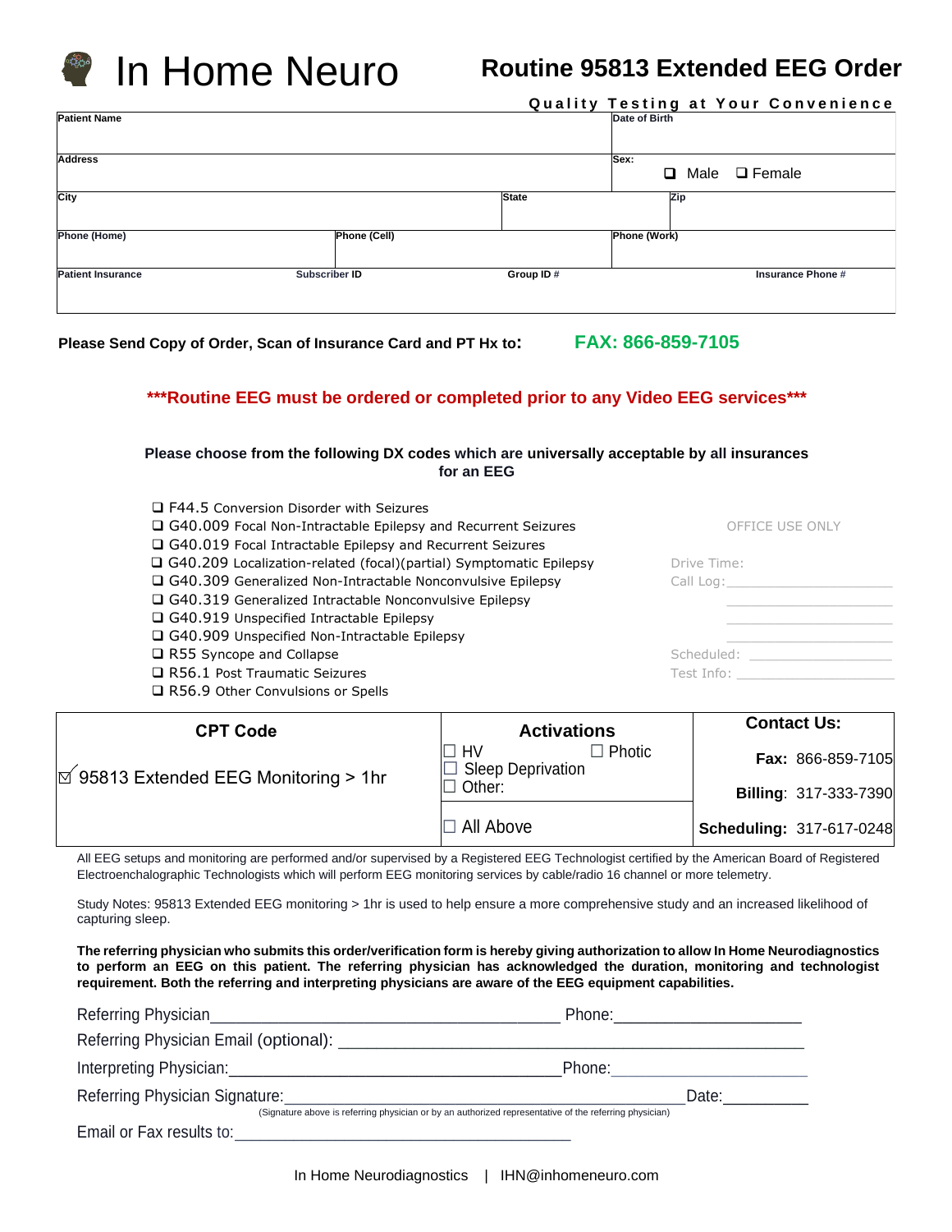# In Home Neuro

## Routine 95813 Extended EEG Order

**Quality Testing at Your Convenience**

| Patient Name | | | Date of Birth |
|---|---|---|---|
| Address | | | Sex: ❑ Male ❑ Female |
| City | | State | Zip |
| Phone (Home) | Phone (Cell) | | Phone (Work) |
| Patient Insurance | Subscriber ID | Group ID # | Insurance Phone # |

**Please Send Copy of Order, Scan of Insurance Card and PT Hx to:** **FAX: 866-859-7105**

**\*\*\*Routine EEG must be ordered or completed prior to any Video EEG services\*\*\***

**Please choose from the following DX codes which are universally acceptable by all insurances for an EEG**

- ❑ F44.5 Conversion Disorder with Seizures
- ❑ G40.009 Focal Non-Intractable Epilepsy and Recurrent Seizures
- ❑ G40.019 Focal Intractable Epilepsy and Recurrent Seizures
- ❑ G40.209 Localization-related (focal)(partial) Symptomatic Epilepsy
- ❑ G40.309 Generalized Non-Intractable Nonconvulsive Epilepsy
- ❑ G40.319 Generalized Intractable Nonconvulsive Epilepsy
- ❑ G40.919 Unspecified Intractable Epilepsy
- ❑ G40.909 Unspecified Non-Intractable Epilepsy
- ❑ R55 Syncope and Collapse
- ❑ R56.1 Post Traumatic Seizures
- ❑ R56.9 Other Convulsions or Spells

OFFICE USE ONLY

Drive Time:

Call Log:\_\_\_\_\_\_\_\_\_\_\_\_\_\_\_\_\_\_\_\_\_\_

\_\_\_\_\_\_\_\_\_\_\_\_\_\_\_\_\_\_\_\_\_\_

\_\_\_\_\_\_\_\_\_\_\_\_\_\_\_\_\_\_\_\_\_\_

Scheduled: \_\_\_\_\_\_\_\_\_\_\_\_\_\_\_\_\_\_

Test Info: \_\_\_\_\_\_\_\_\_\_\_\_\_\_\_\_\_\_\_

| CPT Code | Activations | Contact Us: |
|---|---|---|
| ☑ 95813 Extended EEG Monitoring > 1hr | ☐ HV ☐ Photic<br>☐ Sleep Deprivation<br>☐ Other: | **Fax:** 866-859-7105<br>**Billing**: 317-333-7390 |
| | ☐ All Above | **Scheduling:** 317-617-0248 |

All EEG setups and monitoring are performed and/or supervised by a Registered EEG Technologist certified by the American Board of Registered Electroenchalographic Technologists which will perform EEG monitoring services by cable/radio 16 channel or more telemetry.

Study Notes: 95813 Extended EEG monitoring > 1hr is used to help ensure a more comprehensive study and an increased likelihood of capturing sleep.

**The referring physician who submits this order/verification form is hereby giving authorization to allow In Home Neurodiagnostics to perform an EEG on this patient. The referring physician has acknowledged the duration, monitoring and technologist requirement. Both the referring and interpreting physicians are aware of the EEG equipment capabilities.**

Referring Physician\_\_\_\_\_\_\_\_\_\_\_\_\_\_\_\_\_\_\_\_\_\_\_\_\_\_\_\_\_\_\_\_\_\_\_\_\_\_ Phone:\_\_\_\_\_\_\_\_\_\_\_\_\_\_\_\_\_\_\_\_

Referring Physician Email (optional): \_\_\_\_\_\_\_\_\_\_\_\_\_\_\_\_\_\_\_\_\_\_\_\_\_\_\_\_\_\_\_\_\_\_\_\_\_\_\_\_\_\_\_\_\_\_\_\_\_\_

Interpreting Physician:\_\_\_\_\_\_\_\_\_\_\_\_\_\_\_\_\_\_\_\_\_\_\_\_\_\_\_\_\_\_\_\_\_\_\_\_\_\_Phone:\_\_\_\_\_\_\_\_\_\_\_\_\_\_\_\_\_\_\_\_\_\_

Referring Physician Signature:\_\_\_\_\_\_\_\_\_\_\_\_\_\_\_\_\_\_\_\_\_\_\_\_\_\_\_\_\_\_\_\_\_\_\_\_\_\_\_\_\_\_\_\_\_\_Date:\_\_\_\_\_\_\_\_\_\_

(Signature above is referring physician or by an authorized representative of the referring physician)

Email or Fax results to:\_\_\_\_\_\_\_\_\_\_\_\_\_\_\_\_\_\_\_\_\_\_\_\_\_\_\_\_\_\_\_\_\_\_\_\_\_\_\_

In Home Neurodiagnostics | IHN@inhomeneuro.com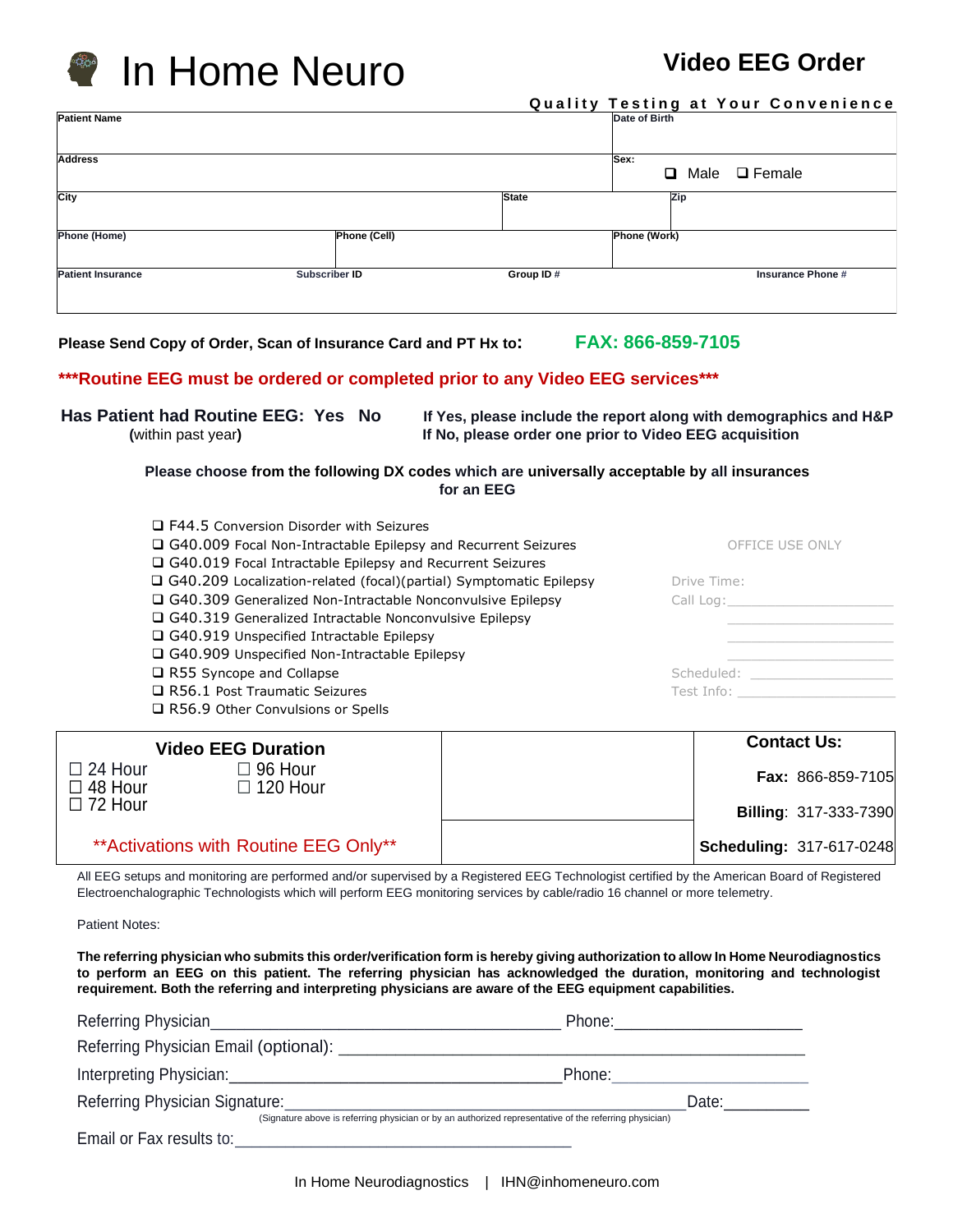# In Home Neuro

## Video EEG Order

Quality Testing at Your Convenience

| Patient Name | | | Date of Birth | |
|---|---|---|---|---|
| Address | | | Sex: ❑ Male ❑ Female | |
| City | | State | | Zip |
| Phone (Home) | Phone (Cell) | | Phone (Work) | |
| Patient Insurance | Subscriber ID | Group ID # | | Insurance Phone # |

**Please Send Copy of Order, Scan of Insurance Card and PT Hx to:** **FAX: 866-859-7105**

**\*\*\*Routine EEG must be ordered or completed prior to any Video EEG services\*\*\***

**Has Patient had Routine EEG: Yes No**
**(**within past year**)**

**If Yes, please include the report along with demographics and H&P**
**If No, please order one prior to Video EEG acquisition**

**Please choose from the following DX codes which are universally acceptable by all insurances for an EEG**

- ❑ F44.5 Conversion Disorder with Seizures
- ❑ G40.009 Focal Non-Intractable Epilepsy and Recurrent Seizures
- ❑ G40.019 Focal Intractable Epilepsy and Recurrent Seizures
- ❑ G40.209 Localization-related (focal)(partial) Symptomatic Epilepsy
- ❑ G40.309 Generalized Non-Intractable Nonconvulsive Epilepsy
- ❑ G40.319 Generalized Intractable Nonconvulsive Epilepsy
- ❑ G40.919 Unspecified Intractable Epilepsy
- ❑ G40.909 Unspecified Non-Intractable Epilepsy
- ❑ R55 Syncope and Collapse
- ❑ R56.1 Post Traumatic Seizures
- ❑ R56.9 Other Convulsions or Spells

OFFICE USE ONLY

Drive Time:
Call Log:______________________
______________________
______________________
Scheduled: __________________
Test Info: __________________

**Video EEG Duration**

- ☐ 24 Hour
- ☐ 48 Hour
- ☐ 72 Hour
- ☐ 96 Hour
- ☐ 120 Hour

\*\*Activations with Routine EEG Only\*\*

**Contact Us:**

**Fax:** 866-859-7105

**Billing**: 317-333-7390

**Scheduling:** 317-617-0248

All EEG setups and monitoring are performed and/or supervised by a Registered EEG Technologist certified by the American Board of Registered Electroenchalographic Technologists which will perform EEG monitoring services by cable/radio 16 channel or more telemetry.

Patient Notes:

**The referring physician who submits this order/verification form is hereby giving authorization to allow In Home Neurodiagnostics to perform an EEG on this patient. The referring physician has acknowledged the duration, monitoring and technologist requirement. Both the referring and interpreting physicians are aware of the EEG equipment capabilities.**

Referring Physician__________________________________________ Phone:______________________

Referring Physician Email (optional): ______________________________________________________

Interpreting Physician:_______________________________________Phone:______________________

Referring Physician Signature:______________________________________________Date:__________

(Signature above is referring physician or by an authorized representative of the referring physician)

Email or Fax results to:________________________________________

In Home Neurodiagnostics | IHN@inhomeneuro.com